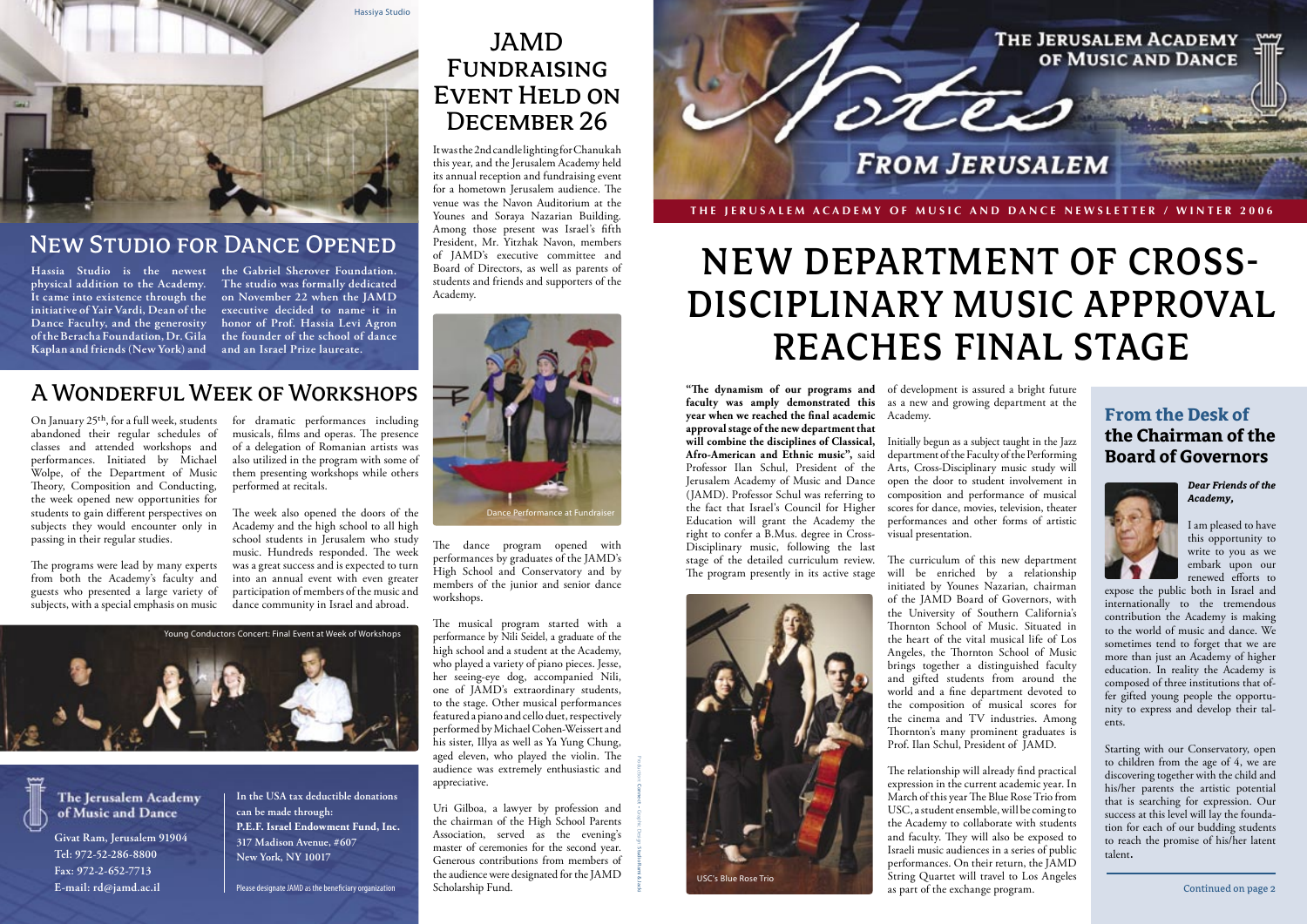# THE JERUSALEM ACADEMY OF MUSIC AND DANCE

# Notes FROM JERUSALEM

THE JERUSALEM ACADEMY OF MUSIC AND DANCE NEWSLETTER / WINTER 2006

# NEW DEPARTMENT OF CROSS-DISCIPLINARY MUSIC APPROVAL REACHES FINAL STAGE

**"The dynamism of our programs and faculty was amply demonstrated this year when we reached the final academic approval stage of the new department that will combine the disciplines of Classical, Afro-American and Ethnic music",** said Professor Ilan Schul, President of the Jerusalem Academy of Music and Dance (JAMD). Professor Schul was referring to the fact that Israel's Council for Higher Education will grant the Academy the right to confer a B.Mus. degree in Cross-Disciplinary music, following the last stage of the detailed curriculum review. The program presently in its active stage of development is assured a bright future as a new and growing department at the Academy.

Initially begun as a subject taught in the Jazz department of the Faculty of the Performing Arts, Cross-Disciplinary music study will open the door to student involvement in composition and performance of musical scores for dance, movies, television, theater performances and other forms of artistic visual presentation.

The curriculum of this new department will be enriched by a relationship initiated by Younes Nazarian, chairman of the JAMD Board of Governors, with the University of Southern California's Thornton School of Music. Situated in the heart of the vital musical life of Los Angeles, the Thornton School of Music brings together a distinguished faculty and gifted students from around the world and a fine department devoted to the composition of musical scores for the cinema and TV industries. Among Thornton's many prominent graduates is Prof. Ilan Schul, President of JAMD.

The relationship will already find practical expression in the current academic year. In March of this year The Blue Rose Trio from USC, a student ensemble, will be coming to the Academy to collaborate with students and faculty. They will also be exposed to Israeli music audiences in a series of public performances. On their return, the JAMD String Quartet will travel to Los Angeles as part of the exchange program.

USC's Blue Rose Trio

## From the Desk of the Chairman of the Board of Governors

***Dear Friends of the Academy,***

I am pleased to have this opportunity to write to you as we embark upon our renewed efforts to expose the public both in Israel and internationally to the tremendous contribution the Academy is making to the world of music and dance. We sometimes tend to forget that we are more than just an Academy of higher education. In reality the Academy is composed of three institutions that offer gifted young people the opportunity to express and develop their talents.

Starting with our Conservatory, open to children from the age of 4, we are discovering together with the child and his/her parents the artistic potential that is searching for expression. Our success at this level will lay the foundation for each of our budding students to reach the promise of his/her latent talent.

Continued on page 2

## New Studio for Dance Opened

Hassiya Studio

**Hassia Studio is the newest physical addition to the Academy. It came into existence through the initiative of Yair Vardi, Dean of the Dance Faculty, and the generosity of the Beracha Foundation, Dr. Gila Kaplan and friends (New York) and the Gabriel Sherover Foundation. The studio was formally dedicated on November 22 when the JAMD executive decided to name it in honor of Prof. Hassia Levi Agron the founder of the school of dance and an Israel Prize laureate.**

## A Wonderful Week of Workshops

On January 25th, for a full week, students abandoned their regular schedules of classes and attended workshops and performances. Initiated by Michael Wolpe, of the Department of Music Theory, Composition and Conducting, the week opened new opportunities for students to gain different perspectives on subjects they would encounter only in passing in their regular studies.

The programs were lead by many experts from both the Academy's faculty and guests who presented a large variety of subjects, with a special emphasis on music for dramatic performances including musicals, films and operas. The presence of a delegation of Romanian artists was also utilized in the program with some of them presenting workshops while others performed at recitals.

The week also opened the doors of the Academy and the high school to all high school students in Jerusalem who study music. Hundreds responded. The week was a great success and is expected to turn into an annual event with even greater participation of members of the music and dance community in Israel and abroad.

Young Conductors Concert: Final Event at Week of Workshops

## JAMD Fundraising Event Held on December 26

It was the 2nd candle lighting for Chanukah this year, and the Jerusalem Academy held its annual reception and fundraising event for a hometown Jerusalem audience. The venue was the Navon Auditorium at the Younes and Soraya Nazarian Building. Among those present was Israel's fifth President, Mr. Yitzhak Navon, members of JAMD's executive committee and Board of Directors, as well as parents of students and friends and supporters of the Academy.

Dance Performance at Fundraiser

The dance program opened with performances by graduates of the JAMD's High School and Conservatory and by members of the junior and senior dance workshops.

The musical program started with a performance by Nili Seidel, a graduate of the high school and a student at the Academy, who played a variety of piano pieces. Jesse, her seeing-eye dog, accompanied Nili, one of JAMD's extraordinary students, to the stage. Other musical performances featured a piano and cello duet, respectively performed by Michael Cohen-Weissert and his sister, Illya as well as Ya Yung Chung, aged eleven, who played the violin. The audience was extremely enthusiastic and appreciative.

Uri Gilboa, a lawyer by profession and the chairman of the High School Parents Association, served as the evening's master of ceremonies for the second year. Generous contributions from members of the audience were designated for the JAMD Scholarship Fund.

**The Jerusalem Academy of Music and Dance**

**Givat Ram, Jerusalem 91904**
**Tel: 972-52-286-8800**
**Fax: 972-2-652-7713**
**E-mail: rd@jamd.ac.il**

**In the USA tax deductible donations can be made through:**
**P.E.F. Israel Endowment Fund, Inc.**
**317 Madison Avenue, #607**
**New York, NY 10017**

Please designate JAMD as the beneficiary organization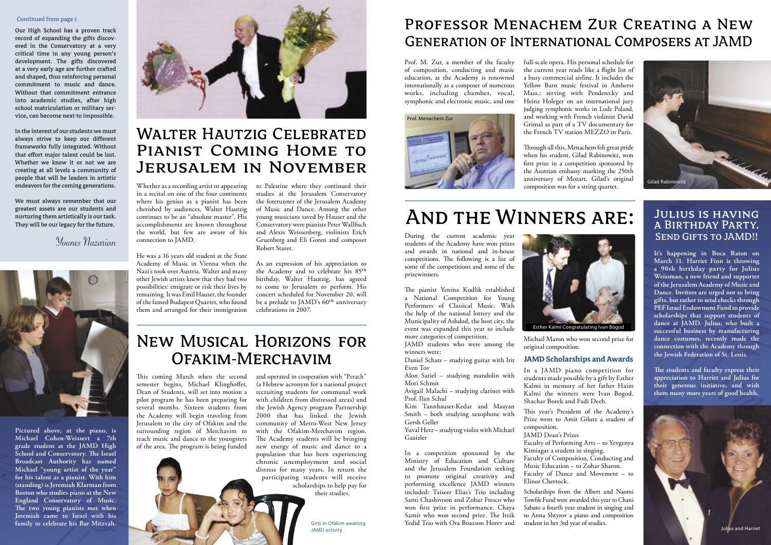Continued from page 1

Our High School has a proven track record of expanding the gifts discovered in the Conservatory at a very critical time in any young person's development. The gifts discovered at a very early age are further crafted and shaped, thus reinforcing personal commitment to music and dance. Without that commitment entrance into academic studies, after high school matriculation or military service, can become next to impossible.

In the interest of our students we must always strive to keep our different frameworks fully integrated. Without that effort major talent could be lost. Whether we know it or not we are creating at all levels a community of people that will be leaders in artistic endeavors for the coming generations.

We must always remember that our greatest assets are our students and nurturing them artistically is our task. They will be our legacy for the future.

*Younes Nazarian*

**Pictured above, at the piano, is Michael Cohen-Weissert a 7th grade student at the JAMD High School and Conservatory. The Israel Broadcast Authority has named Michael "young artist of the year" for his talent as a pianist. With him (standing) is Jeremiah Klarman from Boston who studies piano at the New England Conservatory of Music. The two young pianists met when Jeremiah came to Israel with his family to celebrate his Bar Mitzvah.**

# Walter Hautzig Celebrated Pianist Coming Home to Jerusalem in November

Whether as a recording artist or appearing in a recital on one of the four continents where his genius as a pianist has been cherished by audiences, Walter Hautzig continues to be an "absolute master". His accomplishments are known throughout the world, but few are aware of his connection to JAMD.

He was a 16 years old student at the State Academy of Music in Vienna when the Nazi's took over Austria. Walter and many other Jewish artists knew that they had two possibilities: emigrate or risk their lives by remaining. It was Emil Hauser, the founder of the famed Budapest Quartet, who found them and arranged for their immigration to Palestine where they continued their studies at the Jerusalem Conservatory the forerunner of the Jerusalem Academy of Music and Dance. Among the other young musicians saved by Hauser and the Conservatory were pianists Peter Wallfisch and Alexis Weissenberg, violinists Erich Gruenberg and Eli Goren and composer Robert Starer.

As an expression of his appreciation to the Academy and to celebrate his 85th birthday, Walter Hautzig, has agreed to come to Jerusalem to perform. His concert scheduled for November 20, will be a prelude to JAMD's 60th anniversary celebrations in 2007.

# New Musical Horizons for Ofakim-Merchavim

This coming March when the second semester begins, Michael Klinghoffer, Dean of Students, will set into motion a pilot program he has been preparing for several months. Sixteen students from the Academy will begin traveling from Jerusalem to the city of Ofakim and the surrounding region of Merchavim to teach music and dance to the youngsters of the area. The program is being funded and operated in cooperation with "Perach" (a Hebrew acronym for a national project recruiting students for communal work with children from distressed areas) and the Jewish Agency program Partnership 2000 that has linked the Jewish community of Metro-West New Jersey with the Ofakim-Merchavim region. The Academy students will be bringing new energy of music and dance to a population that has been experiencing chronic unemployment and social distress for many years. In return the participating students will receive scholarships to help pay for their studies.

Girls in Ofakim awaiting JAMD activity

# Professor Menachem Zur Creating a New Generation of International Composers at JAMD

Prof. M. Zur, a member of the faculty of composition, conducting and music education, at the Academy is renowned internationally as a composer of numerous works, including chamber, vocal, symphonic and electronic music, and one full-scale opera. His personal schedule for the current year reads like a flight list of a busy commercial airline. It includes the Yellow Barn music festival in Amherst Mass.; serving with Penderecky and Heinz Holeger on an international jury judging symphonic works in Lodz Poland, and working with French violinist David Grimal as part of a TV documentary for the French TV station MEZZO in Paris.

Prof. Menachem Zur

Through all this, Menachem felt great pride when his student, Gilad Rabinowitz, won first prize in a competition sponsored by the Austrian embassy marking the 250th anniversary of Mozart. Gilad's original composition was for a string quartet.

Gilad Rabinowitz

# And the Winners are:

During the current academic year students of the Academy have won prizes and awards in national and in-house competitions. The following is a list of some of the competitions and some of the prizewinners.

The pianist Yenina Kudlik established a National Competition for Young Performers of Classical Music. With the help of the national lottery and the Municipality of Ashdod, the host city, the event was expanded this year to include more categories of competition.

JAMD students who were among the winners were:

Daniel Schats – studying guitar with Irit Even Tov

Alon Sariel – studying mandolin with Moti Schmit

Avigail Malachi – studying clarinet with Prof. Ilan Schul

Kim Tannhauser-Kedar and Maayan Smith – both studying saxophone with Gersh Geller

Yuval Herz – studying violin with Michael Gaaizler

In a competition sponsored by the Ministry of Education and Culture and the Jerusalem Foundation seeking to promote original creativity and performing excellence JAMD winners included: Taiseer Elias's Trio including Sami Chashivoon and Zohar Fresco who won first prize in performance. Chaya Samir who won second prize. The Itzik Yedid Trio with Ora Boazson Horev and Michail Maron who won second prize for original composition.

Esther Kalmi Congratulating Ivan Bogod

### JAMD Scholarships and Awards

In a JAMD piano competition for students made possible by a gift by Esther Kalmi in memory of her father Haim Kalmi the winners were Ivan Bogod, Shachar Borek and Fadi Deeb.

This year's President of the Academy's Prize went to Amit Gilutz a student of composition.

JAMD Dean's Prizes

Faculty of Performing Arts – to Yevgenya Kimiagar a student in singing.

Faculty of Composition, Conducting and Music Education – to Zohar Sharon.

Faculty of Dance and Movement – to Elinor Chertock.

Scholarships from the Albert and Naomi Towfik Fund were awarded this year to Chani Sabato a fourth year student in singing and to Anna Shtyrov a piano and composition student in her 3rd year of studies.

# Julius is having a Birthday Party. Send Gifts to JAMD!!

**It's happening in Boca Raton on March 11. Harriet Finn is throwing a 90th birthday party for Julius Weissman, a new friend and supporter of the Jerusalem Academy of Music and Dance. Invitees are urged not to bring gifts, but rather to send checks through PEF Israel Endowment Fund to provide scholarships that support students of dance at JAMD. Julius, who built a successful business by manufacturing dance costumes, recently made the connection with the Academy through the Jewish Federation of St. Louis.**

**The students and faculty express their appreciation to Harriet and Julius for their generous initiative, and wish them many more years of good health.**

Julius and Harriet